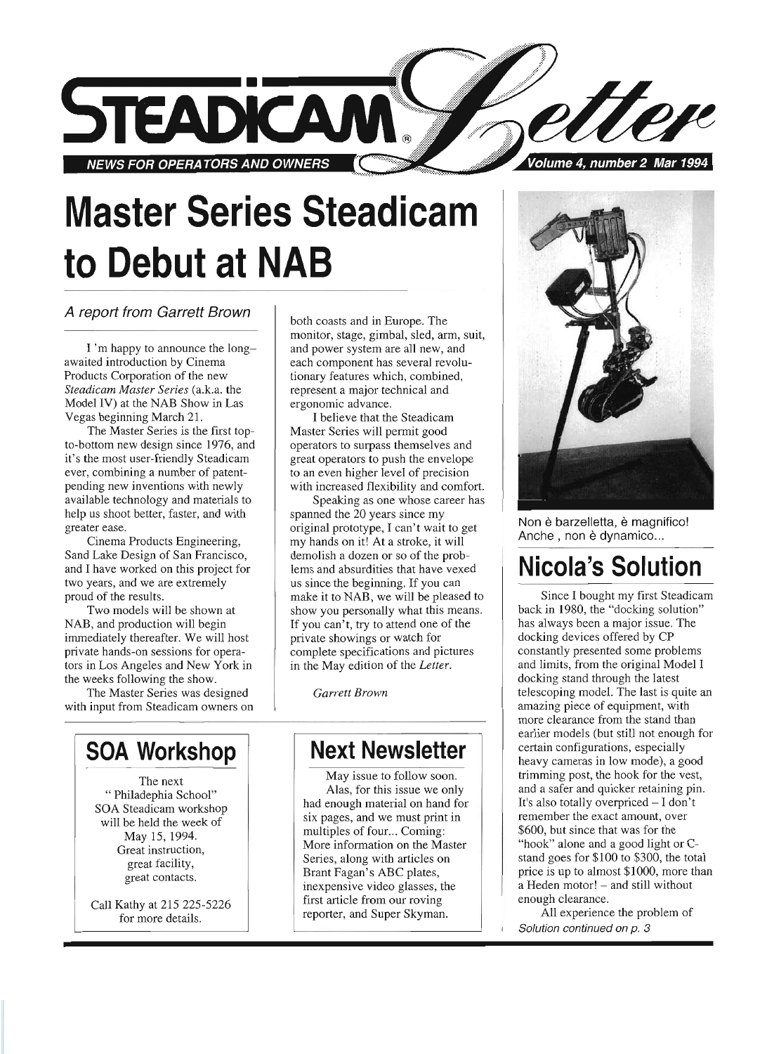# STEADICAM Letter

**NEWS FOR OPERATORS AND OWNERS** — Volume 4, number 2 Mar 1994

# Master Series Steadicam to Debut at NAB

*A report from Garrett Brown*

I 'm happy to announce the long–awaited introduction by Cinema Products Corporation of the new *Steadicam Master Series* (a.k.a. the Model IV) at the NAB Show in Las Vegas beginning March 21.

The Master Series is the first top-to-bottom new design since 1976, and it's the most user-friendly Steadicam ever, combining a number of patent-pending new inventions with newly available technology and materials to help us shoot better, faster, and with greater ease.

Cinema Products Engineering, Sand Lake Design of San Francisco, and I have worked on this project for two years, and we are extremely proud of the results.

Two models will be shown at NAB, and production will begin immediately thereafter. We will host private hands-on sessions for operators in Los Angeles and New York in the weeks following the show.

The Master Series was designed with input from Steadicam owners on both coasts and in Europe. The monitor, stage, gimbal, sled, arm, suit, and power system are all new, and each component has several revolutionary features which, combined, represent a major technical and ergonomic advance.

I believe that the Steadicam Master Series will permit good operators to surpass themselves and great operators to push the envelope to an even higher level of precision with increased flexibility and comfort.

Speaking as one whose career has spanned the 20 years since my original prototype, I can't wait to get my hands on it! At a stroke, it will demolish a dozen or so of the problems and absurdities that have vexed us since the beginning. If you can make it to NAB, we will be pleased to show you personally what this means. If you can't, try to attend one of the private showings or watch for complete specifications and pictures in the May edition of the *Letter*.

*Garrett Brown*

## SOA Workshop

The next "Philadephia School" SOA Steadicam workshop will be held the week of May 15, 1994. Great instruction, great facility, great contacts.

Call Kathy at 215 225-5226 for more details.

## Next Newsletter

May issue to follow soon.

Alas, for this issue we only had enough material on hand for six pages, and we must print in multiples of four... Coming: More information on the Master Series, along with articles on Brant Fagan's ABC plates, inexpensive video glasses, the first article from our roving reporter, and Super Skyman.

Non è barzelletta, è magnifico! Anche , non è dynamico...

# Nicola's Solution

Since I bought my first Steadicam back in 1980, the "docking solution" has always been a major issue. The docking devices offered by CP constantly presented some problems and limits, from the original Model I docking stand through the latest telescoping model. The last is quite an amazing piece of equipment, with more clearance from the stand than earlier models (but still not enough for certain configurations, especially heavy cameras in low mode), a good trimming post, the hook for the vest, and a safer and quicker retaining pin. It's also totally overpriced – I don't remember the exact amount, over $600, but since that was for the "hook" alone and a good light or C-stand goes for $100 to $300, the total price is up to almost $1000, more than a Heden motor! – and still without enough clearance.

All experience the problem of

*Solution continued on p. 3*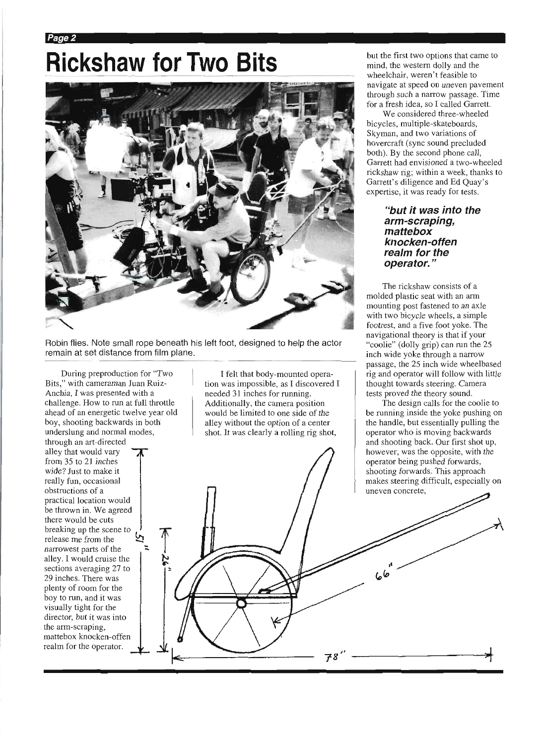# Rickshaw for Two Bits

Robin flies. Note small rope beneath his left foot, designed to help the actor remain at set distance from film plane.

During preproduction for "Two Bits," with cameraman Juan Ruiz-Anchia, I was presented with a challenge. How to run at full throttle ahead of an energetic twelve year old boy, shooting backwards in both underslung and normal modes, through an art-directed alley that would vary from 35 to 21 inches wide? Just to make it really fun, occasional obstructions of a practical location would be thrown in. We agreed there would be cuts breaking up the scene to release me from the narrowest parts of the alley. I would cruise the sections averaging 27 to 29 inches. There was plenty of room for the boy to run, and it was visually tight for the director, but it was into the arm-scraping, mattebox knocken-offen realm for the operator.

I felt that body-mounted operation was impossible, as I discovered I needed 31 inches for running. Additionally, the camera position would be limited to one side of the alley without the option of a center shot. It was clearly a rolling rig shot, but the first two options that came to mind, the western dolly and the wheelchair, weren't feasible to navigate at speed on uneven pavement through such a narrow passage. Time for a fresh idea, so I called Garrett.

We considered three-wheeled bicycles, multiple-skateboards, Skyman, and two variations of hovercraft (sync sound precluded both). By the second phone call, Garrett had envisioned a two-wheeled rickshaw rig; within a week, thanks to Garrett's diligence and Ed Quay's expertise, it was ready for tests.

> ***"but it was into the arm-scraping, mattebox knocken-offen realm for the operator."***

The rickshaw consists of a molded plastic seat with an arm mounting post fastened to an axle with two bicycle wheels, a simple footrest, and a five foot yoke. The navigational theory is that if your "coolie" (dolly grip) can run the 25 inch wide yoke through a narrow passage, the 25 inch wide wheelbased rig and operator will follow with little thought towards steering. Camera tests proved the theory sound.

The design calls for the coolie to be running inside the yoke pushing on the handle, but essentially pulling the operator who is moving backwards and shooting back. Our first shot up, however, was the opposite, with the operator being pushed forwards, shooting forwards. This approach makes steering difficult, especially on uneven concrete,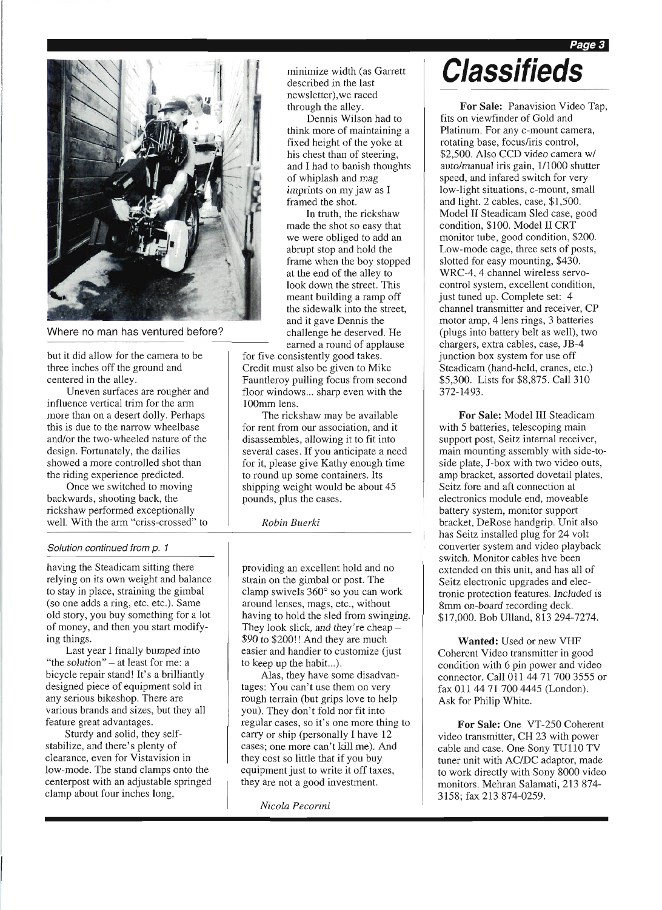Where no man has ventured before?

but it did allow for the camera to be three inches off the ground and centered in the alley.

Uneven surfaces are rougher and influence vertical trim for the arm more than on a desert dolly. Perhaps this is due to the narrow wheelbase and/or the two-wheeled nature of the design. Fortunately, the dailies showed a more controlled shot than the riding experience predicted.

Once we switched to moving backwards, shooting back, the rickshaw performed exceptionally well. With the arm "criss-crossed" to minimize width (as Garrett described in the last newsletter),we raced through the alley.

Dennis Wilson had to think more of maintaining a fixed height of the yoke at his chest than of steering, and I had to banish thoughts of whiplash and *mag imprints* on my jaw as I framed the shot.

In truth, the rickshaw made the shot so easy that we were obliged to add an abrupt stop and hold the frame when the boy stopped at the end of the alley to look down the street. This meant building a ramp off the sidewalk into the street, and it gave Dennis the challenge he deserved. He earned a round of applause for five consistently good takes. Credit must also be given to Mike Fauntleroy pulling focus from second floor windows... sharp even with the 100mm lens.

The rickshaw may be available for rent from our association, and it disassembles, allowing it to fit into several cases. If you anticipate a need for it, please give Kathy enough time to round up some containers. Its shipping weight would be about 45 pounds, plus the cases.

*Robin Buerki*

*Solution continued from p. 1*

having the Steadicam sitting there relying on its own weight and balance to stay in place, straining the gimbal (so one adds a ring, etc. etc.). Same old story, you buy something for a lot of money, and then you start modifying things.

Last year I finally *bumped* into "the *solution*" – at least for me: a bicycle repair stand! It's a brilliantly designed piece of equipment sold in any serious bikeshop. There are various brands and sizes, but they all feature great advantages.

Sturdy and solid, they self-stabilize, and there's plenty of clearance, even for Vistavision in low-mode. The stand clamps onto the centerpost with an adjustable springed clamp about four inches long, providing an excellent hold and no strain on the gimbal or post. The clamp swivels 360° so you can work around lenses, mags, etc., without having to hold the sled from swinging. They look slick, and they're cheap – $90 to $200!! And they are much easier and handier to customize (just to keep up the habit...).

Alas, they have some disadvantages: You can't use them on very rough terrain (but grips love to help you). They don't fold nor fit into regular cases, so it's one more thing to carry or ship (personally I have 12 cases; one more can't kill me). And they cost so little that if you buy equipment just to write it off taxes, they are not a good investment.

*Nicola Pecorini*

# Classifieds

**For Sale:** Panavision Video Tap, fits on viewfinder of Gold and Platinum. For any c-mount camera, rotating base, focus/iris control, $2,500. Also CCD video camera w/ auto/manual iris gain, 1/1000 shutter speed, and infared switch for very low-light situations, c-mount, small and light. 2 cables, case, $1,500. Model II Steadicam Sled case, good condition, $100. Model II CRT monitor tube, good condition, $200. Low-mode cage, three sets of posts, slotted for easy mounting, $430. WRC-4, 4 channel wireless servo-control system, excellent condition, just tuned up. Complete set: 4 channel transmitter and receiver, CP motor amp, 4 lens rings, 3 batteries (plugs into battery belt as well), two chargers, extra cables, case, JB-4 junction box system for use off Steadicam (hand-held, cranes, etc.) $5,300. Lists for $8,875. Call 310 372-1493.

**For Sale:** Model III Steadicam with 5 batteries, telescoping main support post, Seitz internal receiver, main mounting assembly with side-to-side plate, J-box with two video outs, amp bracket, assorted dovetail plates, Seitz fore and aft connection at electronics module end, moveable battery system, monitor support bracket, DeRose handgrip. Unit also has Seitz installed plug for 24 volt converter system and video playback switch. Monitor cables hve been extended on this unit, and has all of Seitz electronic upgrades and electronic protection features. Included is 8mm on-board recording deck. $17,000. Bob Ulland, 813 294-7274.

**Wanted:** Used or new VHF Coherent Video transmitter in good condition with 6 pin power and video connector. Call 011 44 71 700 3555 or fax 011 44 71 700 4445 (London). Ask for Philip White.

**For Sale:** One VT-250 Coherent video transmitter, CH 23 with power cable and case. One Sony TU110 TV tuner unit with AC/DC adaptor, made to work directly with Sony 8000 video monitors. Mehran Salamati, 213 874-3158; fax 213 874-0259.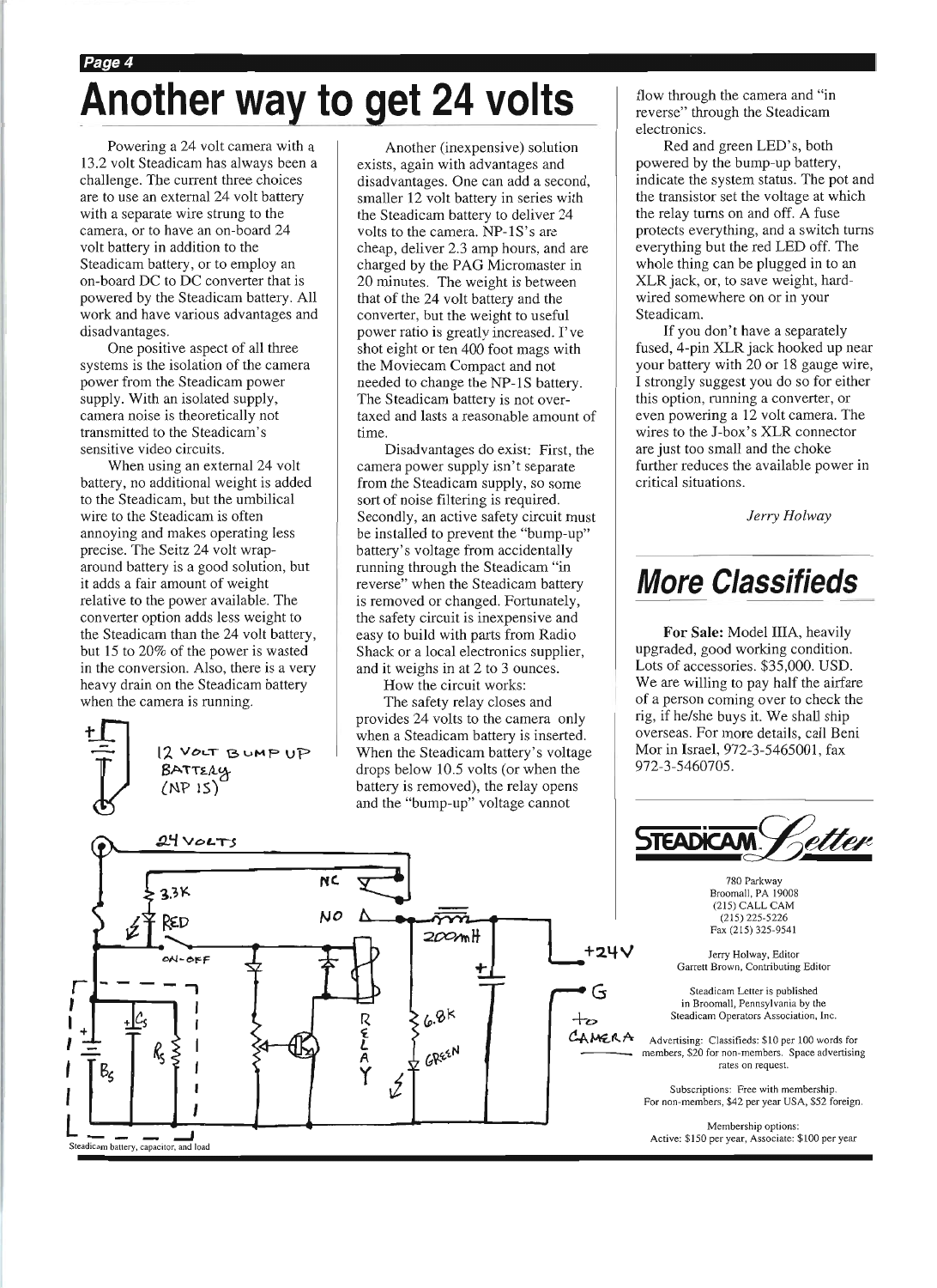# Another way to get 24 volts

Powering a 24 volt camera with a 13.2 volt Steadicam has always been a challenge. The current three choices are to use an external 24 volt battery with a separate wire strung to the camera, or to have an on-board 24 volt battery in addition to the Steadicam battery, or to employ an on-board DC to DC converter that is powered by the Steadicam battery. All work and have various advantages and disadvantages.

One positive aspect of all three systems is the isolation of the camera power from the Steadicam power supply. With an isolated supply, camera noise is theoretically not transmitted to the Steadicam's sensitive video circuits.

When using an external 24 volt battery, no additional weight is added to the Steadicam, but the umbilical wire to the Steadicam is often annoying and makes operating less precise. The Seitz 24 volt wrap-around battery is a good solution, but it adds a fair amount of weight relative to the power available. The converter option adds less weight to the Steadicam than the 24 volt battery, but 15 to 20% of the power is wasted in the conversion. Also, there is a very heavy drain on the Steadicam battery when the camera is running.

Another (inexpensive) solution exists, again with advantages and disadvantages. One can add a second, smaller 12 volt battery in series with the Steadicam battery to deliver 24 volts to the camera. NP-1S's are cheap, deliver 2.3 amp hours, and are charged by the PAG Micromaster in 20 minutes. The weight is between that of the 24 volt battery and the converter, but the weight to useful power ratio is greatly increased. I've shot eight or ten 400 foot mags with the Moviecam Compact and not needed to change the NP-1S battery. The Steadicam battery is not over-taxed and lasts a reasonable amount of time.

Disadvantages do exist: First, the camera power supply isn't separate from the Steadicam supply, so some sort of noise filtering is required. Secondly, an active safety circuit must be installed to prevent the "bump-up" battery's voltage from accidentally running through the Steadicam "in reverse" when the Steadicam battery is removed or changed. Fortunately, the safety circuit is inexpensive and easy to build with parts from Radio Shack or a local electronics supplier, and it weighs in at 2 to 3 ounces.

How the circuit works:

The safety relay closes and provides 24 volts to the camera only when a Steadicam battery is inserted. When the Steadicam battery's voltage drops below 10.5 volts (or when the battery is removed), the relay opens and the "bump-up" voltage cannot flow through the camera and "in reverse" through the Steadicam electronics.

Red and green LED's, both powered by the bump-up battery, indicate the system status. The pot and the transistor set the voltage at which the relay turns on and off. A fuse protects everything, and a switch turns everything but the red LED off. The whole thing can be plugged in to an XLR jack, or, to save weight, hard-wired somewhere on or in your Steadicam.

If you don't have a separately fused, 4-pin XLR jack hooked up near your battery with 20 or 18 gauge wire, I strongly suggest you do so for either this option, running a converter, or even powering a 12 volt camera. The wires to the J-box's XLR connector are just too small and the choke further reduces the available power in critical situations.

*Jerry Holway*

12 VOLT BUMP UP BATTERY (NP 1S)

24 VOLTS

NC

NO

3.3K

RED

ON-OFF

200mH

+24V

G

to CAMERA

RELAY

6.8K

GREEN

$C_s$

$R_s$

$B_s$

Steadicam battery, capacitor, and load

# More Classifieds

**For Sale:** Model IIIA, heavily upgraded, good working condition. Lots of accessories. $35,000. USD. We are willing to pay half the airfare of a person coming over to check the rig, if he/she buys it. We shall ship overseas. For more details, call Beni Mor in Israel, 972-3-5465001, fax 972-3-5460705.

**STEADICAM Letter**

780 Parkway
Broomall, PA 19008
(215) CALL CAM
(215) 225-5226
Fax (215) 325-9541

Jerry Holway, Editor
Garrett Brown, Contributing Editor

Steadicam Letter is published in Broomall, Pennsylvania by the Steadicam Operators Association, Inc.

Advertising: Classifieds: $10 per 100 words for members, $20 for non-members. Space advertising rates on request.

Subscriptions: Free with membership. For non-members, $42 per year USA, $52 foreign.

Membership options: Active: $150 per year, Associate: $100 per year